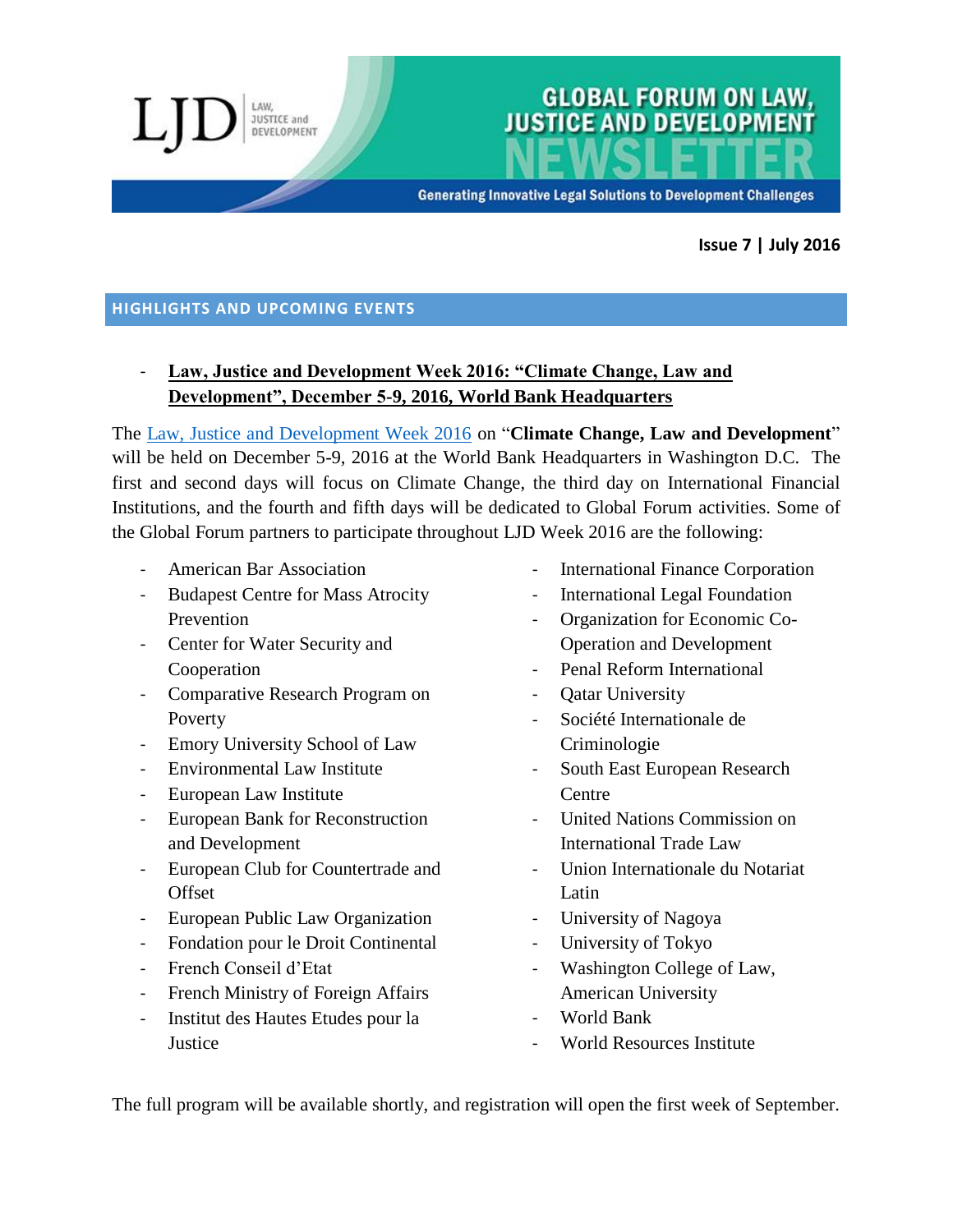# GLOBAL FORUM ON LAW, JUSTICE AND DEVELOPMENT NEWSLETTER

LJD | LAW, JUSTICE and DEVELOPMENT

Generating Innovative Legal Solutions to Development Challenges

**Issue 7 | July 2016**

## HIGHLIGHTS AND UPCOMING EVENTS

- **Law, Justice and Development Week 2016: "Climate Change, Law and Development", December 5-9, 2016, World Bank Headquarters**

The Law, Justice and Development Week 2016 on "**Climate Change, Law and Development**" will be held on December 5-9, 2016 at the World Bank Headquarters in Washington D.C. The first and second days will focus on Climate Change, the third day on International Financial Institutions, and the fourth and fifth days will be dedicated to Global Forum activities. Some of the Global Forum partners to participate throughout LJD Week 2016 are the following:

- American Bar Association
- Budapest Centre for Mass Atrocity Prevention
- Center for Water Security and Cooperation
- Comparative Research Program on Poverty
- Emory University School of Law
- Environmental Law Institute
- European Law Institute
- European Bank for Reconstruction and Development
- European Club for Countertrade and Offset
- European Public Law Organization
- Fondation pour le Droit Continental
- French Conseil d'Etat
- French Ministry of Foreign Affairs
- Institut des Hautes Etudes pour la Justice
- International Finance Corporation
- International Legal Foundation
- Organization for Economic Co-Operation and Development
- Penal Reform International
- Qatar University
- Société Internationale de Criminologie
- South East European Research Centre
- United Nations Commission on International Trade Law
- Union Internationale du Notariat Latin
- University of Nagoya
- University of Tokyo
- Washington College of Law, American University
- World Bank
- World Resources Institute

The full program will be available shortly, and registration will open the first week of September.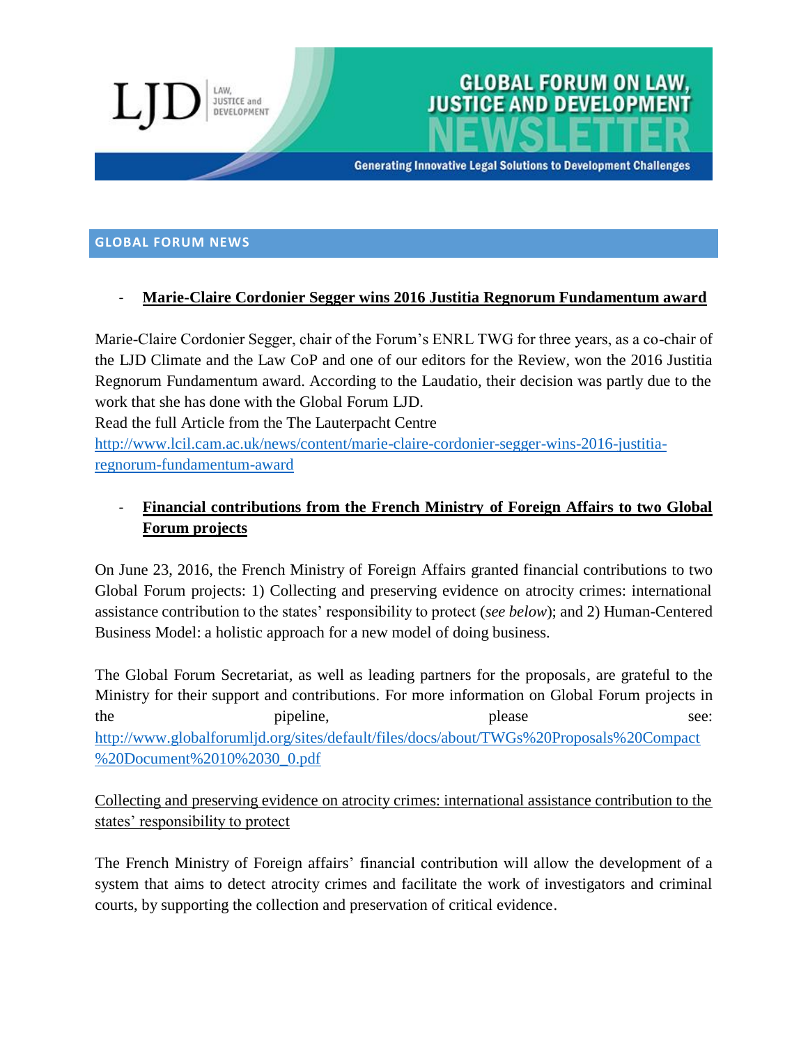# GLOBAL FORUM ON LAW, JUSTICE AND DEVELOPMENT NEWSLETTER

Generating Innovative Legal Solutions to Development Challenges

## GLOBAL FORUM NEWS

- **Marie-Claire Cordonier Segger wins 2016 Justitia Regnorum Fundamentum award**

Marie-Claire Cordonier Segger, chair of the Forum's ENRL TWG for three years, as a co-chair of the LJD Climate and the Law CoP and one of our editors for the Review, won the 2016 Justitia Regnorum Fundamentum award. According to the Laudatio, their decision was partly due to the work that she has done with the Global Forum LJD.

Read the full Article from the The Lauterpacht Centre
http://www.lcil.cam.ac.uk/news/content/marie-claire-cordonier-segger-wins-2016-justitia-regnorum-fundamentum-award

- **Financial contributions from the French Ministry of Foreign Affairs to two Global Forum projects**

On June 23, 2016, the French Ministry of Foreign Affairs granted financial contributions to two Global Forum projects: 1) Collecting and preserving evidence on atrocity crimes: international assistance contribution to the states' responsibility to protect (*see below*); and 2) Human-Centered Business Model: a holistic approach for a new model of doing business.

The Global Forum Secretariat, as well as leading partners for the proposals, are grateful to the Ministry for their support and contributions. For more information on Global Forum projects in the pipeline, please see: http://www.globalforumljd.org/sites/default/files/docs/about/TWGs%20Proposals%20Compact%20Document%2010%2030_0.pdf

Collecting and preserving evidence on atrocity crimes: international assistance contribution to the states' responsibility to protect

The French Ministry of Foreign affairs' financial contribution will allow the development of a system that aims to detect atrocity crimes and facilitate the work of investigators and criminal courts, by supporting the collection and preservation of critical evidence.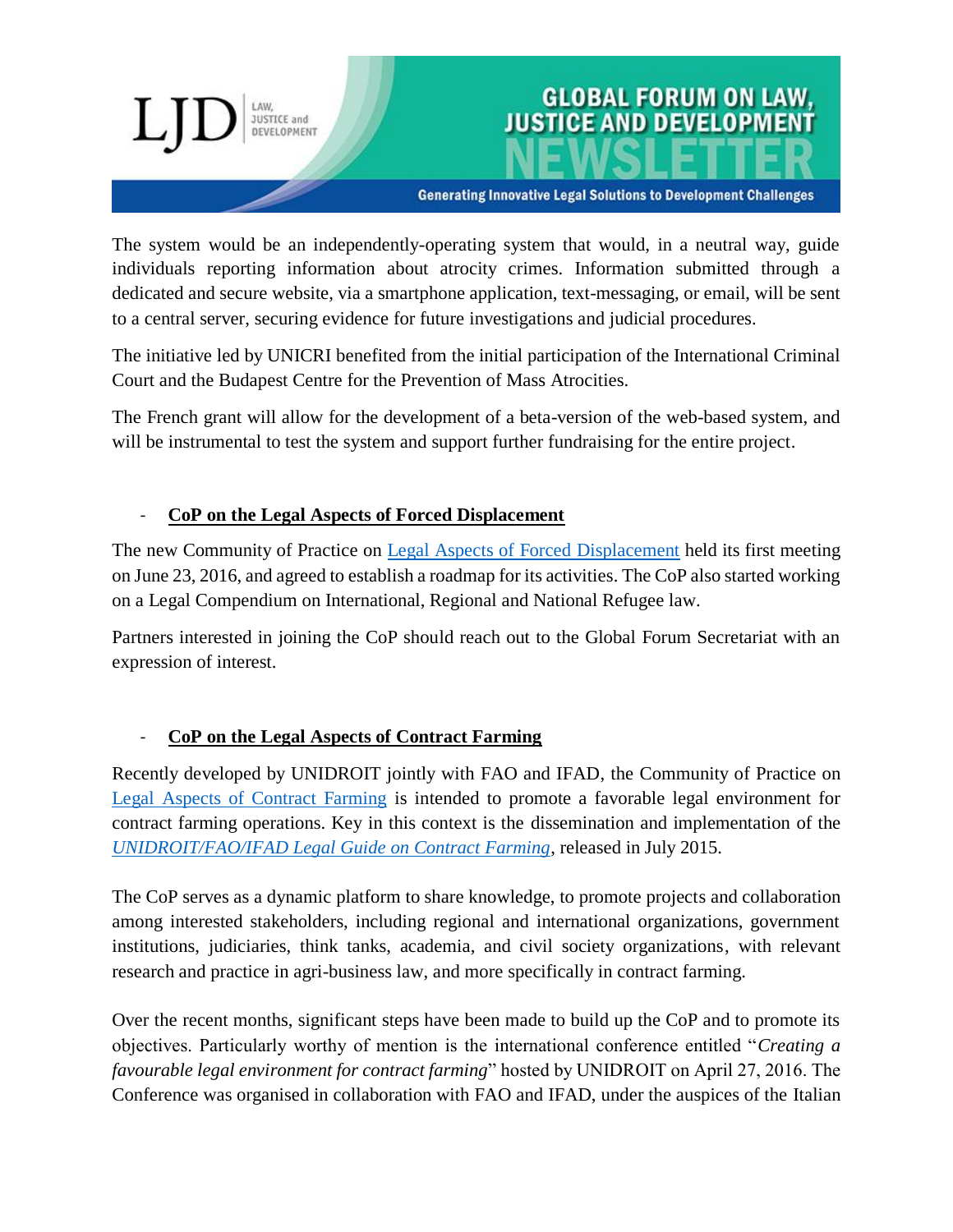The system would be an independently-operating system that would, in a neutral way, guide individuals reporting information about atrocity crimes. Information submitted through a dedicated and secure website, via a smartphone application, text-messaging, or email, will be sent to a central server, securing evidence for future investigations and judicial procedures.

The initiative led by UNICRI benefited from the initial participation of the International Criminal Court and the Budapest Centre for the Prevention of Mass Atrocities.

The French grant will allow for the development of a beta-version of the web-based system, and will be instrumental to test the system and support further fundraising for the entire project.

- **CoP on the Legal Aspects of Forced Displacement**

The new Community of Practice on [Legal Aspects of Forced Displacement]() held its first meeting on June 23, 2016, and agreed to establish a roadmap for its activities. The CoP also started working on a Legal Compendium on International, Regional and National Refugee law.

Partners interested in joining the CoP should reach out to the Global Forum Secretariat with an expression of interest.

- **CoP on the Legal Aspects of Contract Farming**

Recently developed by UNIDROIT jointly with FAO and IFAD, the Community of Practice on [Legal Aspects of Contract Farming]() is intended to promote a favorable legal environment for contract farming operations. Key in this context is the dissemination and implementation of the [*UNIDROIT/FAO/IFAD Legal Guide on Contract Farming*](), released in July 2015.

The CoP serves as a dynamic platform to share knowledge, to promote projects and collaboration among interested stakeholders, including regional and international organizations, government institutions, judiciaries, think tanks, academia, and civil society organizations, with relevant research and practice in agri-business law, and more specifically in contract farming.

Over the recent months, significant steps have been made to build up the CoP and to promote its objectives. Particularly worthy of mention is the international conference entitled "*Creating a favourable legal environment for contract farming*" hosted by UNIDROIT on April 27, 2016. The Conference was organised in collaboration with FAO and IFAD, under the auspices of the Italian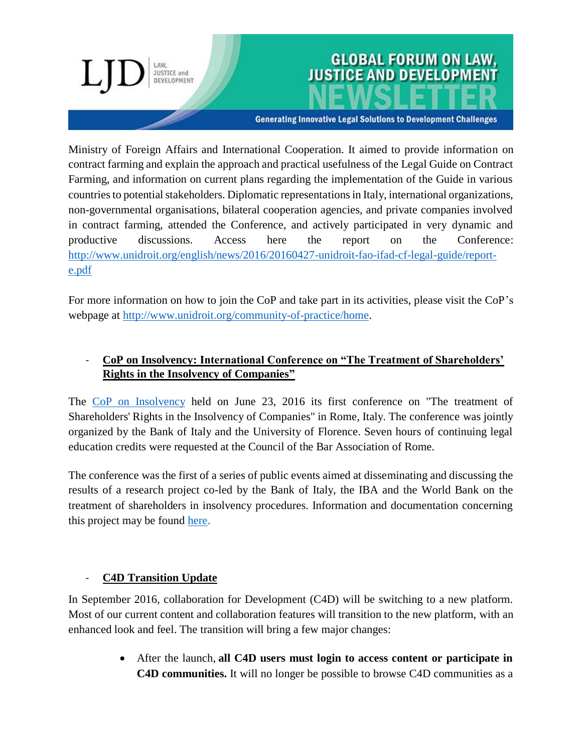Ministry of Foreign Affairs and International Cooperation. It aimed to provide information on contract farming and explain the approach and practical usefulness of the Legal Guide on Contract Farming, and information on current plans regarding the implementation of the Guide in various countries to potential stakeholders. Diplomatic representations in Italy, international organizations, non-governmental organisations, bilateral cooperation agencies, and private companies involved in contract farming, attended the Conference, and actively participated in very dynamic and productive discussions. Access here the report on the Conference: [http://www.unidroit.org/english/news/2016/20160427-unidroit-fao-ifad-cf-legal-guide/report-e.pdf](http://www.unidroit.org/english/news/2016/20160427-unidroit-fao-ifad-cf-legal-guide/report-e.pdf)

For more information on how to join the CoP and take part in its activities, please visit the CoP's webpage at [http://www.unidroit.org/community-of-practice/home](http://www.unidroit.org/community-of-practice/home).

- **CoP on Insolvency: International Conference on "The Treatment of Shareholders' Rights in the Insolvency of Companies"**

The CoP on Insolvency held on June 23, 2016 its first conference on "The treatment of Shareholders' Rights in the Insolvency of Companies" in Rome, Italy. The conference was jointly organized by the Bank of Italy and the University of Florence. Seven hours of continuing legal education credits were requested at the Council of the Bar Association of Rome.

The conference was the first of a series of public events aimed at disseminating and discussing the results of a research project co-led by the Bank of Italy, the IBA and the World Bank on the treatment of shareholders in insolvency procedures. Information and documentation concerning this project may be found here.

- **C4D Transition Update**

In September 2016, collaboration for Development (C4D) will be switching to a new platform. Most of our current content and collaboration features will transition to the new platform, with an enhanced look and feel. The transition will bring a few major changes:

- After the launch, **all C4D users must login to access content or participate in C4D communities.** It will no longer be possible to browse C4D communities as a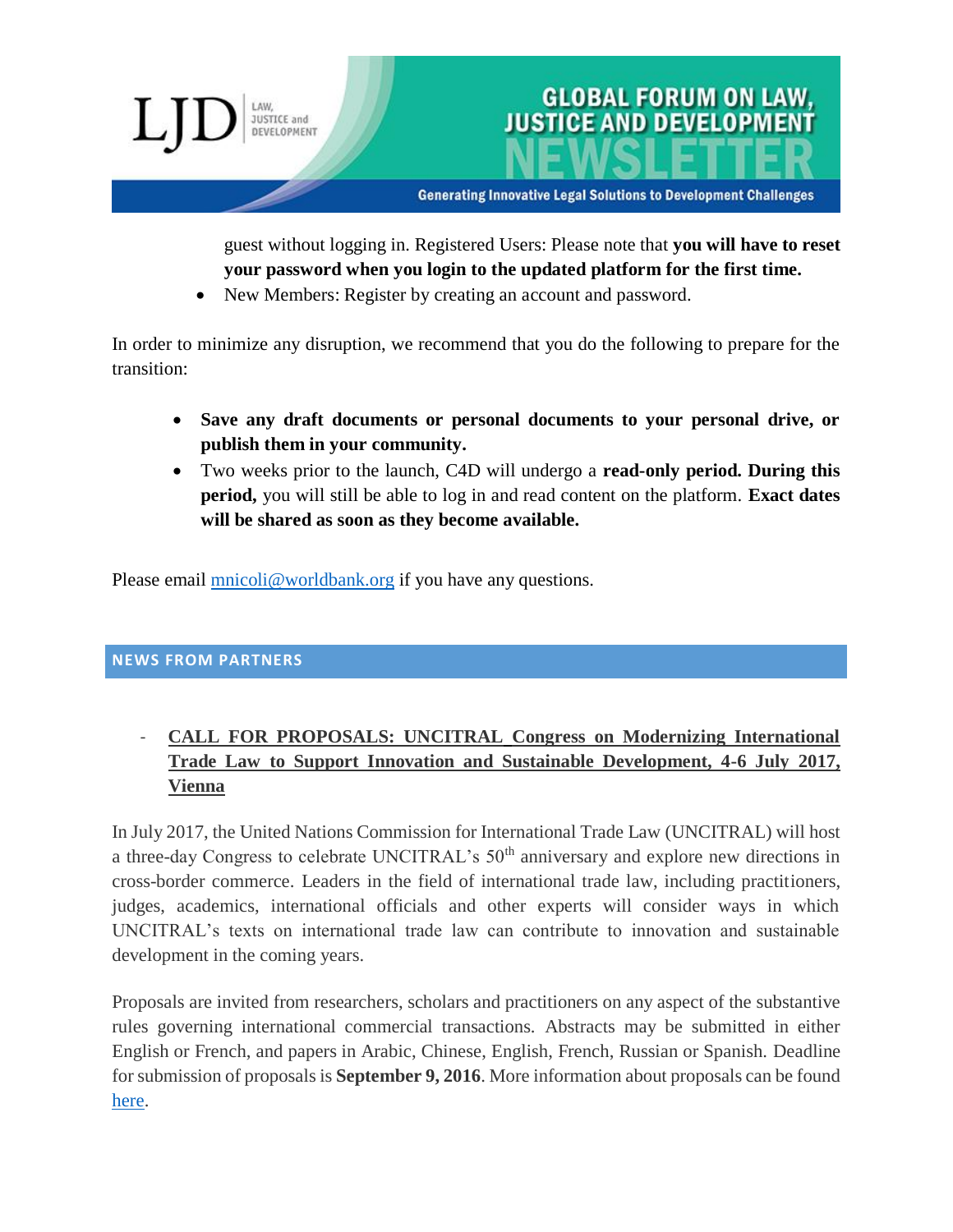guest without logging in. Registered Users: Please note that **you will have to reset your password when you login to the updated platform for the first time.**

- New Members: Register by creating an account and password.

In order to minimize any disruption, we recommend that you do the following to prepare for the transition:

- **Save any draft documents or personal documents to your personal drive, or publish them in your community.**
- Two weeks prior to the launch, C4D will undergo a **read-only period. During this period,** you will still be able to log in and read content on the platform. **Exact dates will be shared as soon as they become available.**

Please email [mnicoli@worldbank.org](mailto:mnicoli@worldbank.org) if you have any questions.

## NEWS FROM PARTNERS

- **CALL FOR PROPOSALS: UNCITRAL Congress on Modernizing International Trade Law to Support Innovation and Sustainable Development, 4-6 July 2017, Vienna**

In July 2017, the United Nations Commission for International Trade Law (UNCITRAL) will host a three-day Congress to celebrate UNCITRAL's 50th anniversary and explore new directions in cross-border commerce. Leaders in the field of international trade law, including practitioners, judges, academics, international officials and other experts will consider ways in which UNCITRAL's texts on international trade law can contribute to innovation and sustainable development in the coming years.

Proposals are invited from researchers, scholars and practitioners on any aspect of the substantive rules governing international commercial transactions. Abstracts may be submitted in either English or French, and papers in Arabic, Chinese, English, French, Russian or Spanish. Deadline for submission of proposals is **September 9, 2016**. More information about proposals can be found here.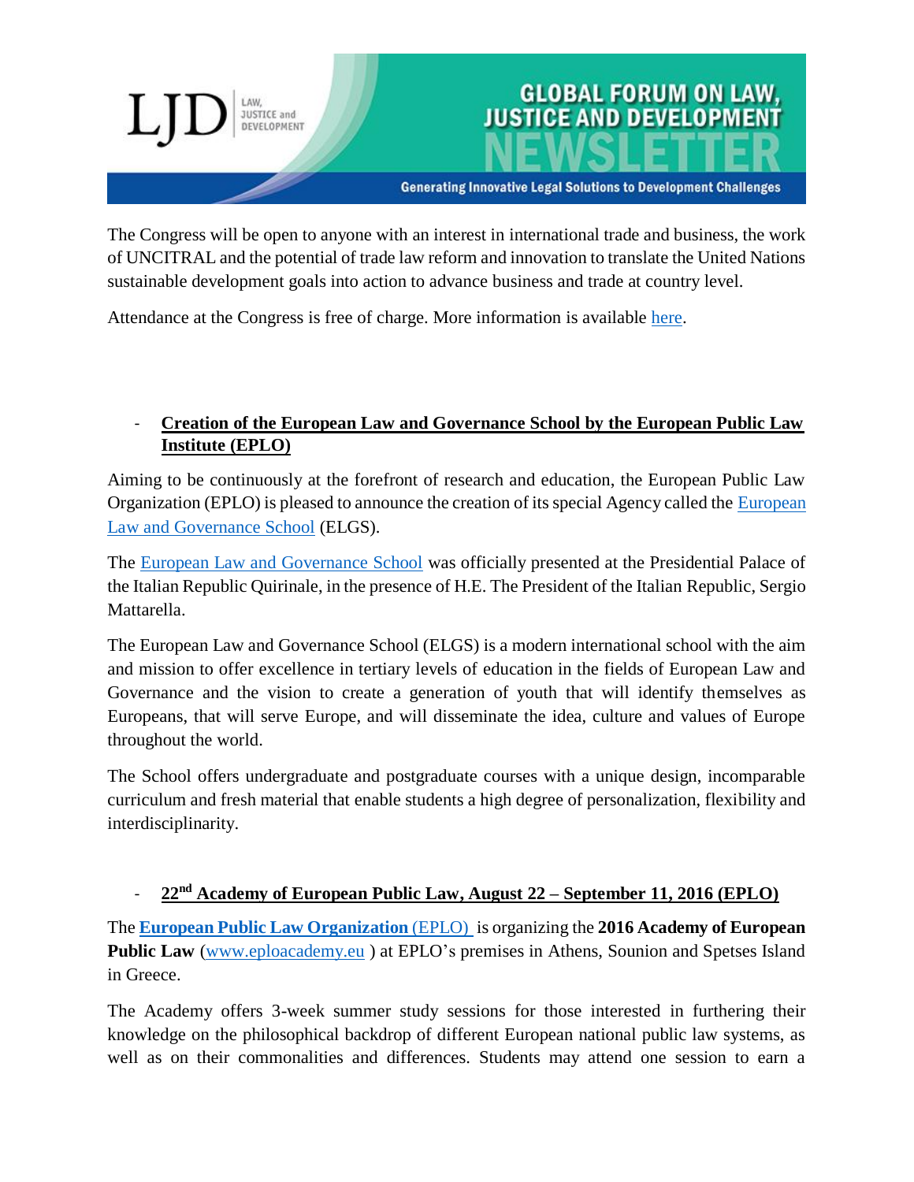The Congress will be open to anyone with an interest in international trade and business, the work of UNCITRAL and the potential of trade law reform and innovation to translate the United Nations sustainable development goals into action to advance business and trade at country level.

Attendance at the Congress is free of charge. More information is available here.

- **Creation of the European Law and Governance School by the European Public Law Institute (EPLO)**

Aiming to be continuously at the forefront of research and education, the European Public Law Organization (EPLO) is pleased to announce the creation of its special Agency called the European Law and Governance School (ELGS).

The European Law and Governance School was officially presented at the Presidential Palace of the Italian Republic Quirinale, in the presence of H.E. The President of the Italian Republic, Sergio Mattarella.

The European Law and Governance School (ELGS) is a modern international school with the aim and mission to offer excellence in tertiary levels of education in the fields of European Law and Governance and the vision to create a generation of youth that will identify themselves as Europeans, that will serve Europe, and will disseminate the idea, culture and values of Europe throughout the world.

The School offers undergraduate and postgraduate courses with a unique design, incomparable curriculum and fresh material that enable students a high degree of personalization, flexibility and interdisciplinarity.

- **22nd Academy of European Public Law, August 22 – September 11, 2016 (EPLO)**

The **European Public Law Organization** (EPLO) is organizing the **2016 Academy of European Public Law** (www.eploacademy.eu ) at EPLO's premises in Athens, Sounion and Spetses Island in Greece.

The Academy offers 3-week summer study sessions for those interested in furthering their knowledge on the philosophical backdrop of different European national public law systems, as well as on their commonalities and differences. Students may attend one session to earn a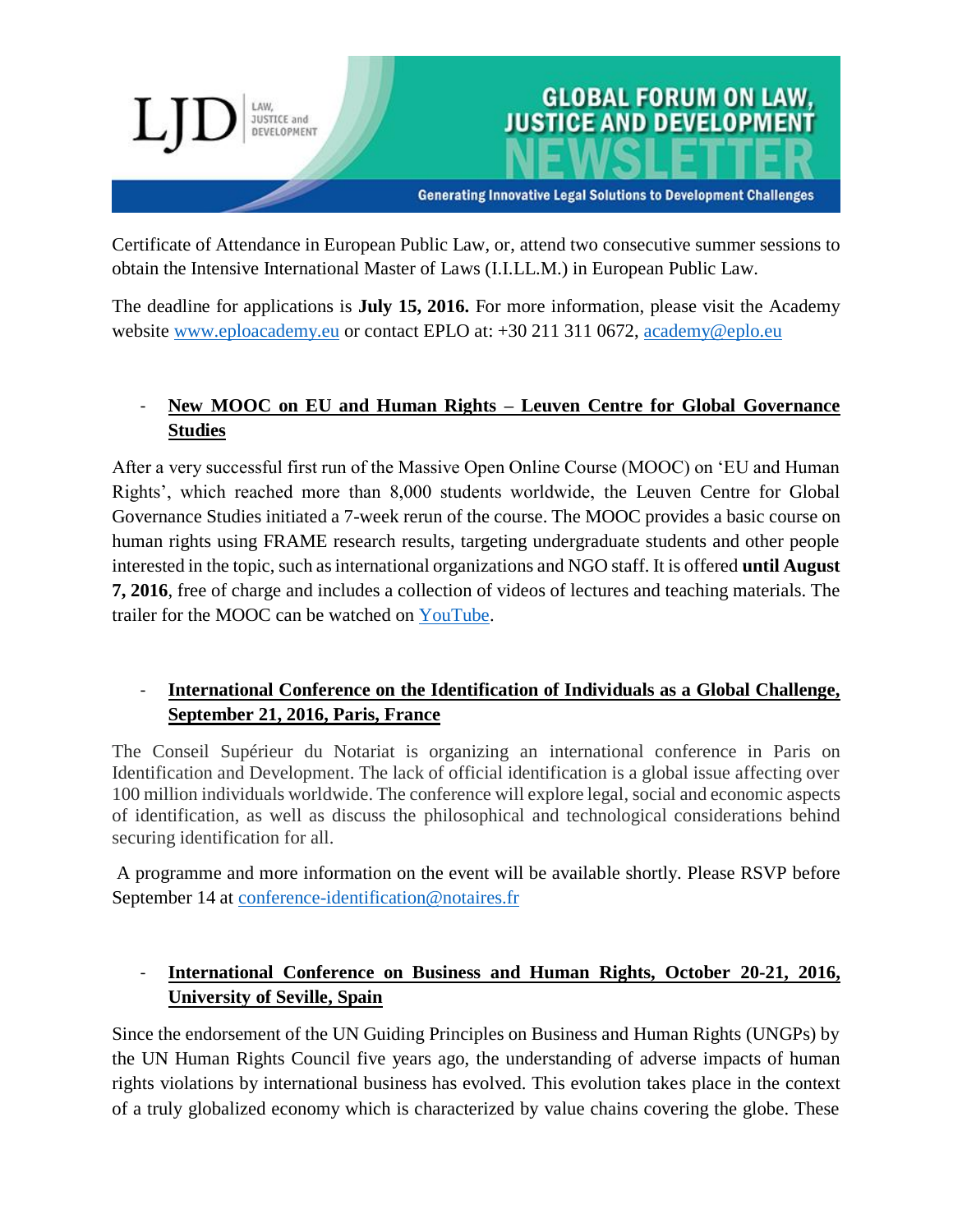Certificate of Attendance in European Public Law, or, attend two consecutive summer sessions to obtain the Intensive International Master of Laws (I.I.LL.M.) in European Public Law.

The deadline for applications is **July 15, 2016.** For more information, please visit the Academy website www.eploacademy.eu or contact EPLO at: +30 211 311 0672, academy@eplo.eu

- **New MOOC on EU and Human Rights – Leuven Centre for Global Governance Studies**

After a very successful first run of the Massive Open Online Course (MOOC) on 'EU and Human Rights', which reached more than 8,000 students worldwide, the Leuven Centre for Global Governance Studies initiated a 7-week rerun of the course. The MOOC provides a basic course on human rights using FRAME research results, targeting undergraduate students and other people interested in the topic, such as international organizations and NGO staff. It is offered **until August 7, 2016**, free of charge and includes a collection of videos of lectures and teaching materials. The trailer for the MOOC can be watched on YouTube.

- **International Conference on the Identification of Individuals as a Global Challenge, September 21, 2016, Paris, France**

The Conseil Supérieur du Notariat is organizing an international conference in Paris on Identification and Development. The lack of official identification is a global issue affecting over 100 million individuals worldwide. The conference will explore legal, social and economic aspects of identification, as well as discuss the philosophical and technological considerations behind securing identification for all.

A programme and more information on the event will be available shortly. Please RSVP before September 14 at conference-identification@notaires.fr

- **International Conference on Business and Human Rights, October 20-21, 2016, University of Seville, Spain**

Since the endorsement of the UN Guiding Principles on Business and Human Rights (UNGPs) by the UN Human Rights Council five years ago, the understanding of adverse impacts of human rights violations by international business has evolved. This evolution takes place in the context of a truly globalized economy which is characterized by value chains covering the globe. These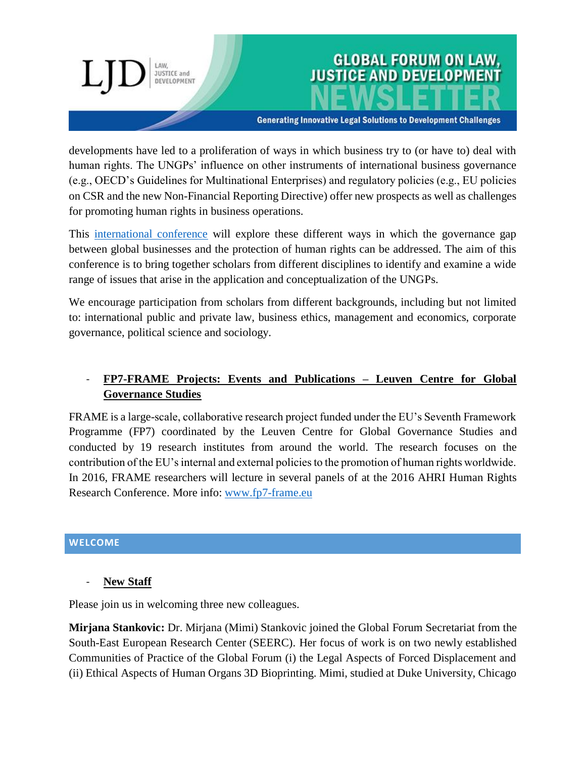developments have led to a proliferation of ways in which business try to (or have to) deal with human rights. The UNGPs' influence on other instruments of international business governance (e.g., OECD's Guidelines for Multinational Enterprises) and regulatory policies (e.g., EU policies on CSR and the new Non-Financial Reporting Directive) offer new prospects as well as challenges for promoting human rights in business operations.

This international conference will explore these different ways in which the governance gap between global businesses and the protection of human rights can be addressed. The aim of this conference is to bring together scholars from different disciplines to identify and examine a wide range of issues that arise in the application and conceptualization of the UNGPs.

We encourage participation from scholars from different backgrounds, including but not limited to: international public and private law, business ethics, management and economics, corporate governance, political science and sociology.

- **FP7-FRAME Projects: Events and Publications – Leuven Centre for Global Governance Studies**

FRAME is a large-scale, collaborative research project funded under the EU's Seventh Framework Programme (FP7) coordinated by the Leuven Centre for Global Governance Studies and conducted by 19 research institutes from around the world. The research focuses on the contribution of the EU's internal and external policies to the promotion of human rights worldwide. In 2016, FRAME researchers will lecture in several panels of at the 2016 AHRI Human Rights Research Conference. More info: www.fp7-frame.eu

## WELCOME

- **New Staff**

Please join us in welcoming three new colleagues.

**Mirjana Stankovic:** Dr. Mirjana (Mimi) Stankovic joined the Global Forum Secretariat from the South-East European Research Center (SEERC). Her focus of work is on two newly established Communities of Practice of the Global Forum (i) the Legal Aspects of Forced Displacement and (ii) Ethical Aspects of Human Organs 3D Bioprinting. Mimi, studied at Duke University, Chicago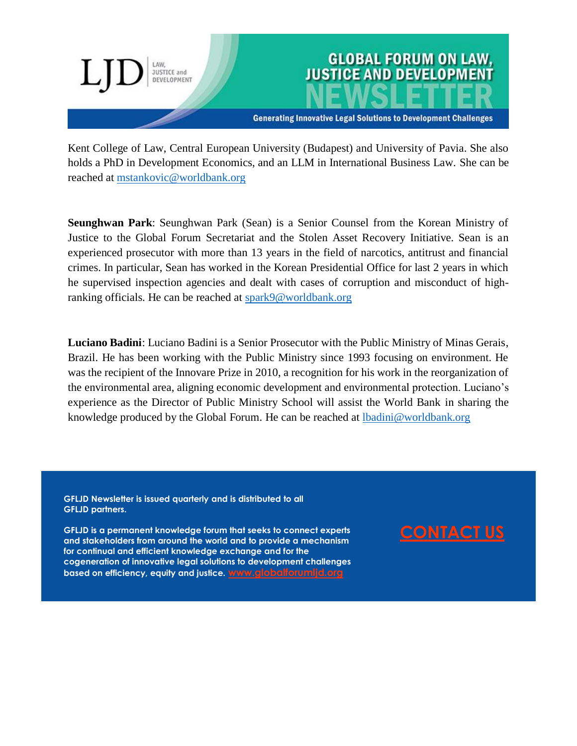Kent College of Law, Central European University (Budapest) and University of Pavia. She also holds a PhD in Development Economics, and an LLM in International Business Law. She can be reached at mstankovic@worldbank.org

**Seunghwan Park**: Seunghwan Park (Sean) is a Senior Counsel from the Korean Ministry of Justice to the Global Forum Secretariat and the Stolen Asset Recovery Initiative. Sean is an experienced prosecutor with more than 13 years in the field of narcotics, antitrust and financial crimes. In particular, Sean has worked in the Korean Presidential Office for last 2 years in which he supervised inspection agencies and dealt with cases of corruption and misconduct of high-ranking officials. He can be reached at spark9@worldbank.org

**Luciano Badini**: Luciano Badini is a Senior Prosecutor with the Public Ministry of Minas Gerais, Brazil. He has been working with the Public Ministry since 1993 focusing on environment. He was the recipient of the Innovare Prize in 2010, a recognition for his work in the reorganization of the environmental area, aligning economic development and environmental protection. Luciano's experience as the Director of Public Ministry School will assist the World Bank in sharing the knowledge produced by the Global Forum. He can be reached at lbadini@worldbank.org

**GFLJD Newsletter is issued quarterly and is distributed to all GFLJD partners.**

**GFLJD is a permanent knowledge forum that seeks to connect experts and stakeholders from around the world and to provide a mechanism for continual and efficient knowledge exchange and for the cogeneration of innovative legal solutions to development challenges based on efficiency, equity and justice.** www.globalforumljd.org

**CONTACT US**